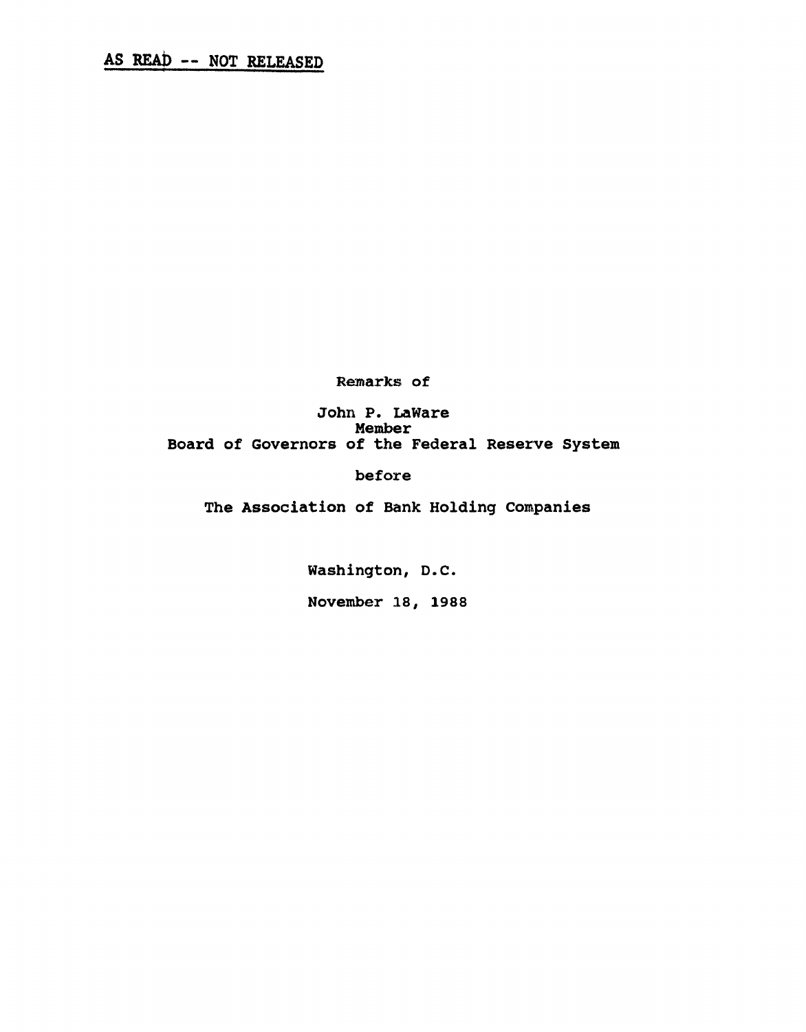AS READ -- NOT RELEASED

Remarks of

John P. LaWare
Member
Board of Governors of the Federal Reserve System

before

The Association of Bank Holding Companies

Washington, D.C.

November 18, 1988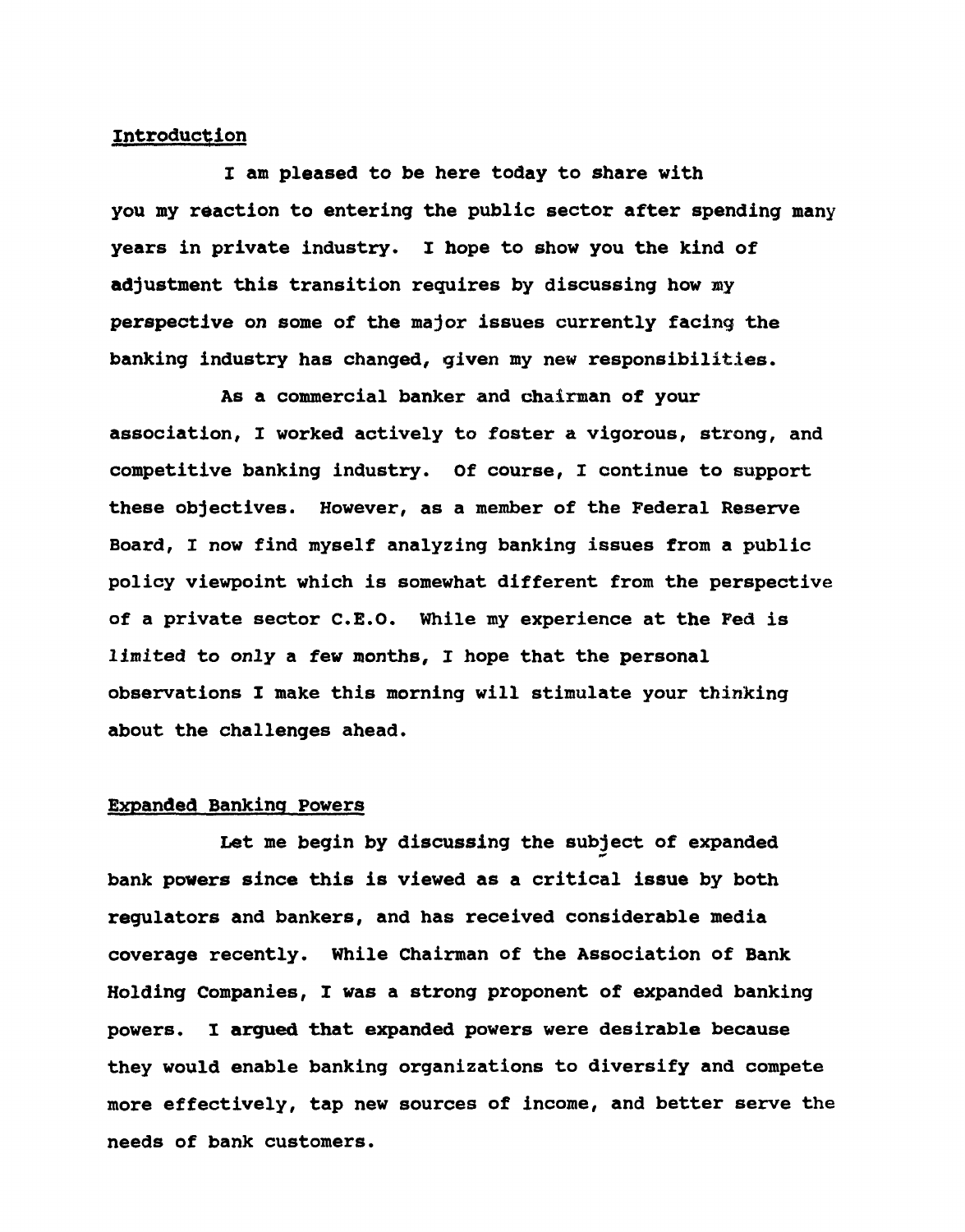## Introduction

I am pleased to be here today to share with you my reaction to entering the public sector after spending many years in private industry. I hope to show you the kind of adjustment this transition requires by discussing how my perspective on some of the major issues currently facing the banking industry has changed, given my new responsibilities.

As a commercial banker and chairman of your association, I worked actively to foster a vigorous, strong, and competitive banking industry. Of course, I continue to support these objectives. However, as a member of the Federal Reserve Board, I now find myself analyzing banking issues from a public policy viewpoint which is somewhat different from the perspective of a private sector C.E.O. While my experience at the Fed is limited to only a few months, I hope that the personal observations I make this morning will stimulate your thinking about the challenges ahead.

## Expanded Banking Powers

Let me begin by discussing the subject of expanded bank powers since this is viewed as a critical issue by both regulators and bankers, and has received considerable media coverage recently. While Chairman of the Association of Bank Holding Companies, I was a strong proponent of expanded banking powers. I argued that expanded powers were desirable because they would enable banking organizations to diversify and compete more effectively, tap new sources of income, and better serve the needs of bank customers.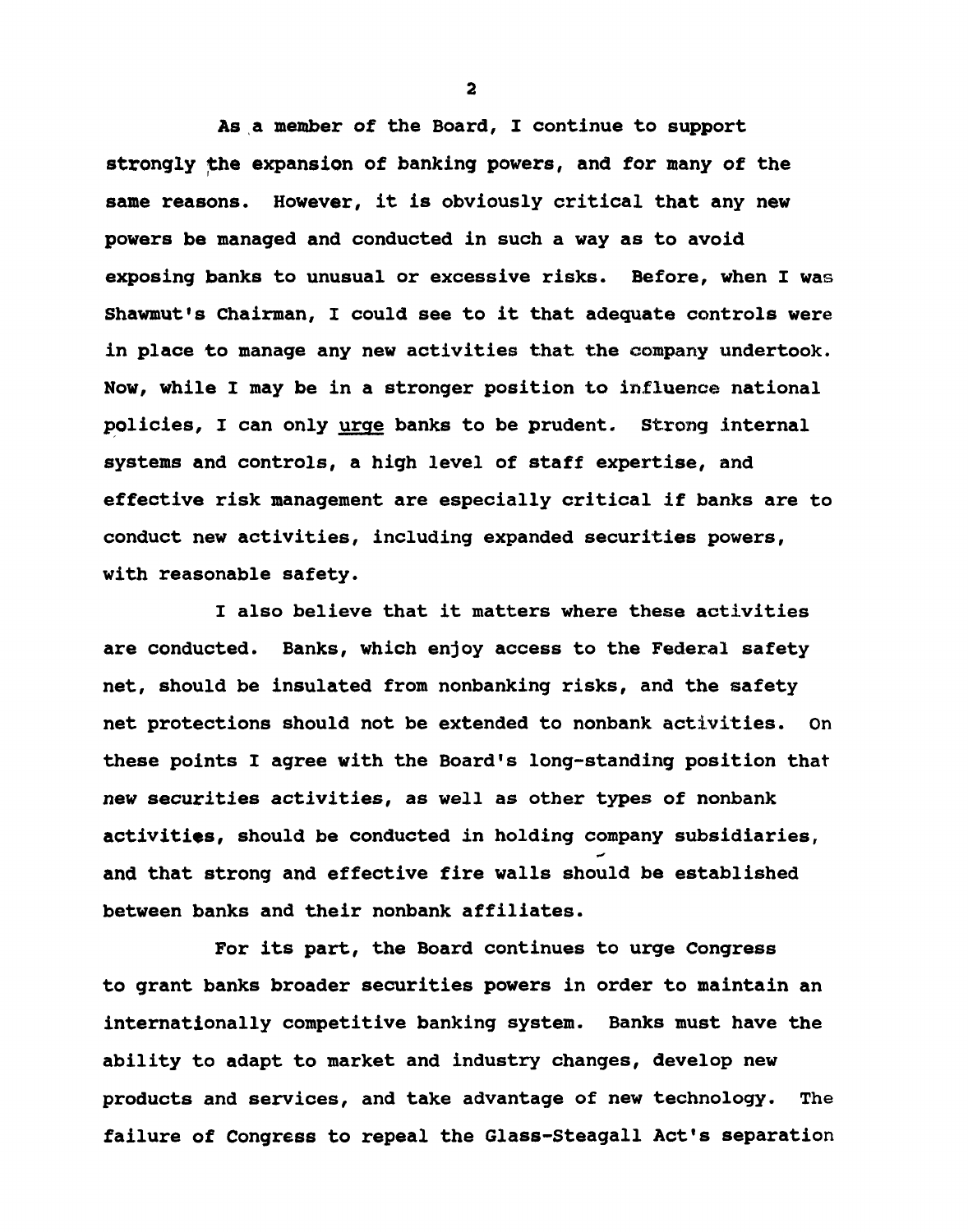As a member of the Board, I continue to support strongly the expansion of banking powers, and for many of the same reasons. However, it is obviously critical that any new powers be managed and conducted in such a way as to avoid exposing banks to unusual or excessive risks. Before, when I was Shawmut's Chairman, I could see to it that adequate controls were in place to manage any new activities that the company undertook. Now, while I may be in a stronger position to influence national policies, I can only urge banks to be prudent. Strong internal systems and controls, a high level of staff expertise, and effective risk management are especially critical if banks are to conduct new activities, including expanded securities powers, with reasonable safety.

I also believe that it matters where these activities are conducted. Banks, which enjoy access to the Federal safety net, should be insulated from nonbanking risks, and the safety net protections should not be extended to nonbank activities. On these points I agree with the Board's long-standing position that new securities activities, as well as other types of nonbank activities, should be conducted in holding company subsidiaries, and that strong and effective fire walls should be established between banks and their nonbank affiliates.

For its part, the Board continues to urge Congress to grant banks broader securities powers in order to maintain an internationally competitive banking system. Banks must have the ability to adapt to market and industry changes, develop new products and services, and take advantage of new technology. The failure of Congress to repeal the Glass-Steagall Act's separation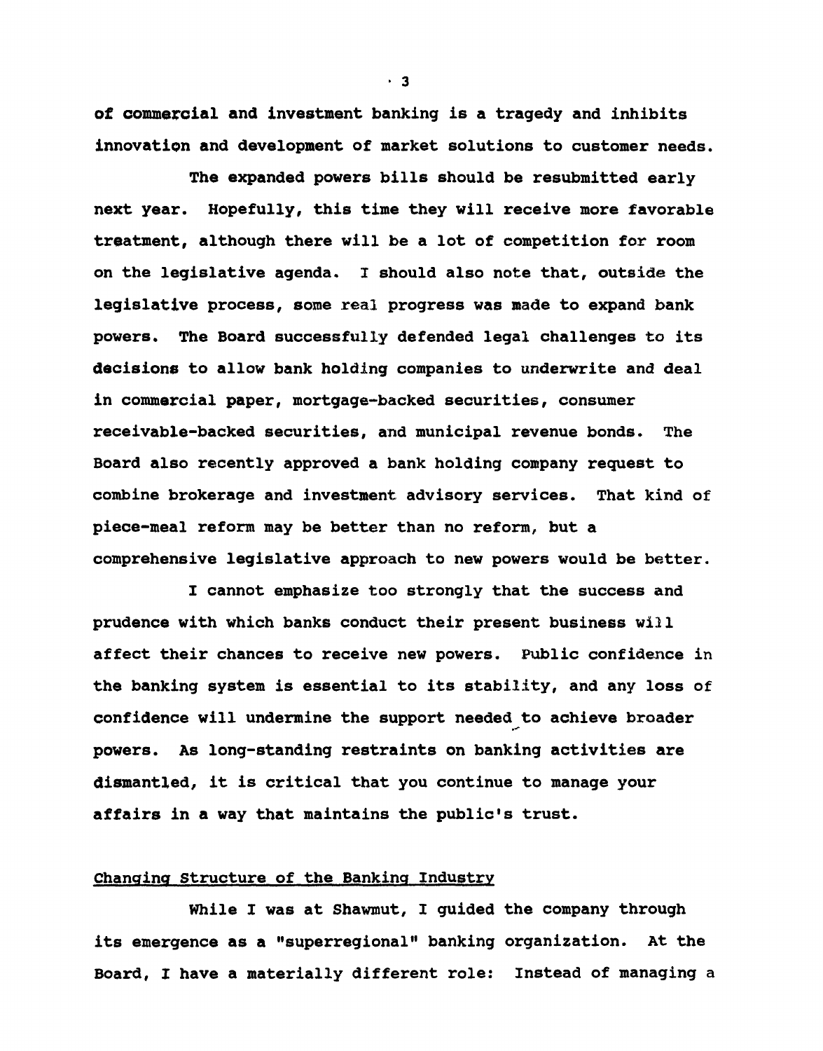of commercial and investment banking is a tragedy and inhibits innovation and development of market solutions to customer needs.

The expanded powers bills should be resubmitted early next year. Hopefully, this time they will receive more favorable treatment, although there will be a lot of competition for room on the legislative agenda. I should also note that, outside the legislative process, some real progress was made to expand bank powers. The Board successfully defended legal challenges to its decisions to allow bank holding companies to underwrite and deal in commercial paper, mortgage-backed securities, consumer receivable-backed securities, and municipal revenue bonds. The Board also recently approved a bank holding company request to combine brokerage and investment advisory services. That kind of piece-meal reform may be better than no reform, but a comprehensive legislative approach to new powers would be better.

I cannot emphasize too strongly that the success and prudence with which banks conduct their present business will affect their chances to receive new powers. Public confidence in the banking system is essential to its stability, and any loss of confidence will undermine the support needed to achieve broader powers. As long-standing restraints on banking activities are dismantled, it is critical that you continue to manage your affairs in a way that maintains the public's trust.

## Changing Structure of the Banking Industry

While I was at Shawmut, I guided the company through its emergence as a "superregional" banking organization. At the Board, I have a materially different role: Instead of managing a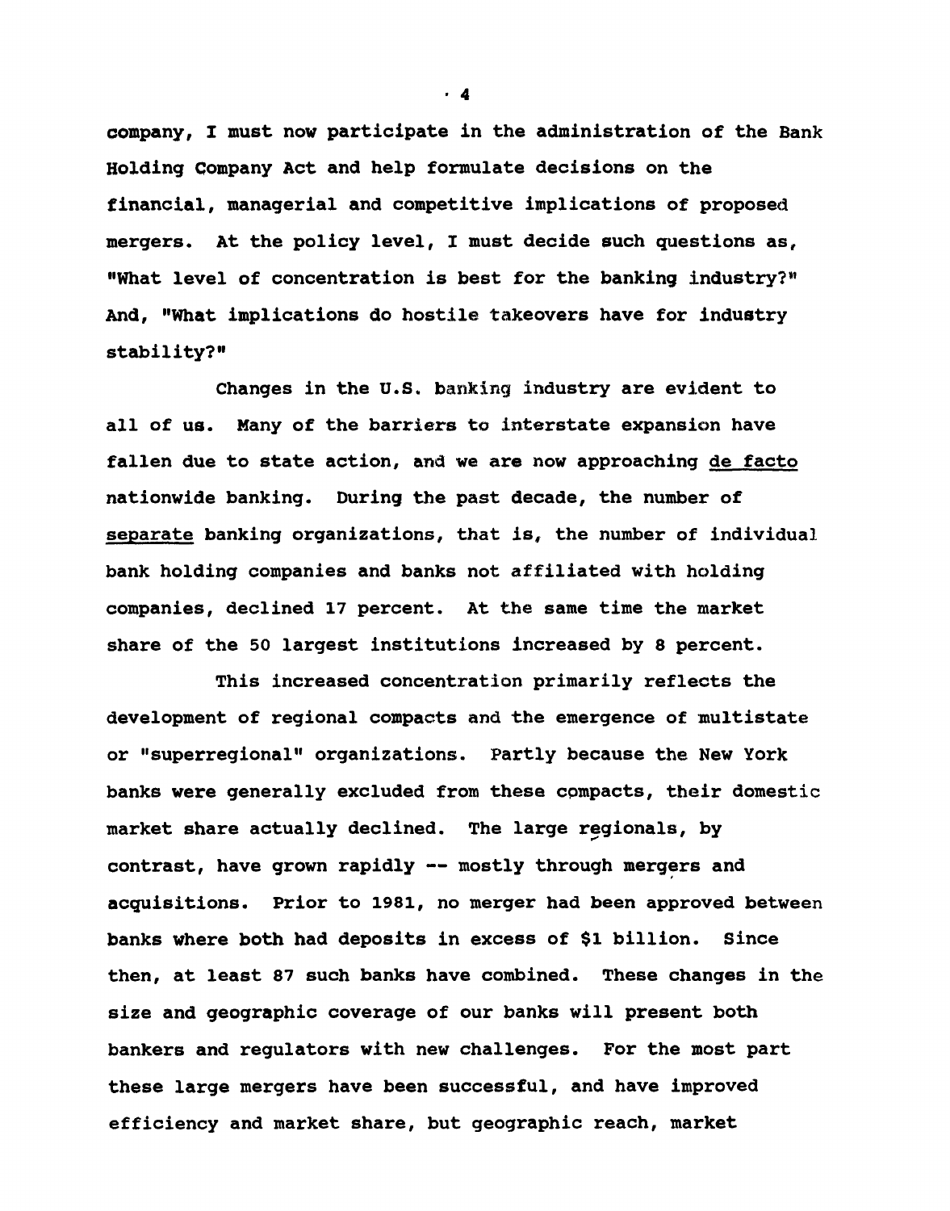company, I must now participate in the administration of the Bank Holding Company Act and help formulate decisions on the financial, managerial and competitive implications of proposed mergers. At the policy level, I must decide such questions as, "What level of concentration is best for the banking industry?" And, "What implications do hostile takeovers have for industry stability?"

Changes in the U.S. banking industry are evident to all of us. Many of the barriers to interstate expansion have fallen due to state action, and we are now approaching de facto nationwide banking. During the past decade, the number of separate banking organizations, that is, the number of individual bank holding companies and banks not affiliated with holding companies, declined 17 percent. At the same time the market share of the 50 largest institutions increased by 8 percent.

This increased concentration primarily reflects the development of regional compacts and the emergence of multistate or "superregional" organizations. Partly because the New York banks were generally excluded from these compacts, their domestic market share actually declined. The large regionals, by contrast, have grown rapidly -- mostly through mergers and acquisitions. Prior to 1981, no merger had been approved between banks where both had deposits in excess of $1 billion. Since then, at least 87 such banks have combined. These changes in the size and geographic coverage of our banks will present both bankers and regulators with new challenges. For the most part these large mergers have been successful, and have improved efficiency and market share, but geographic reach, market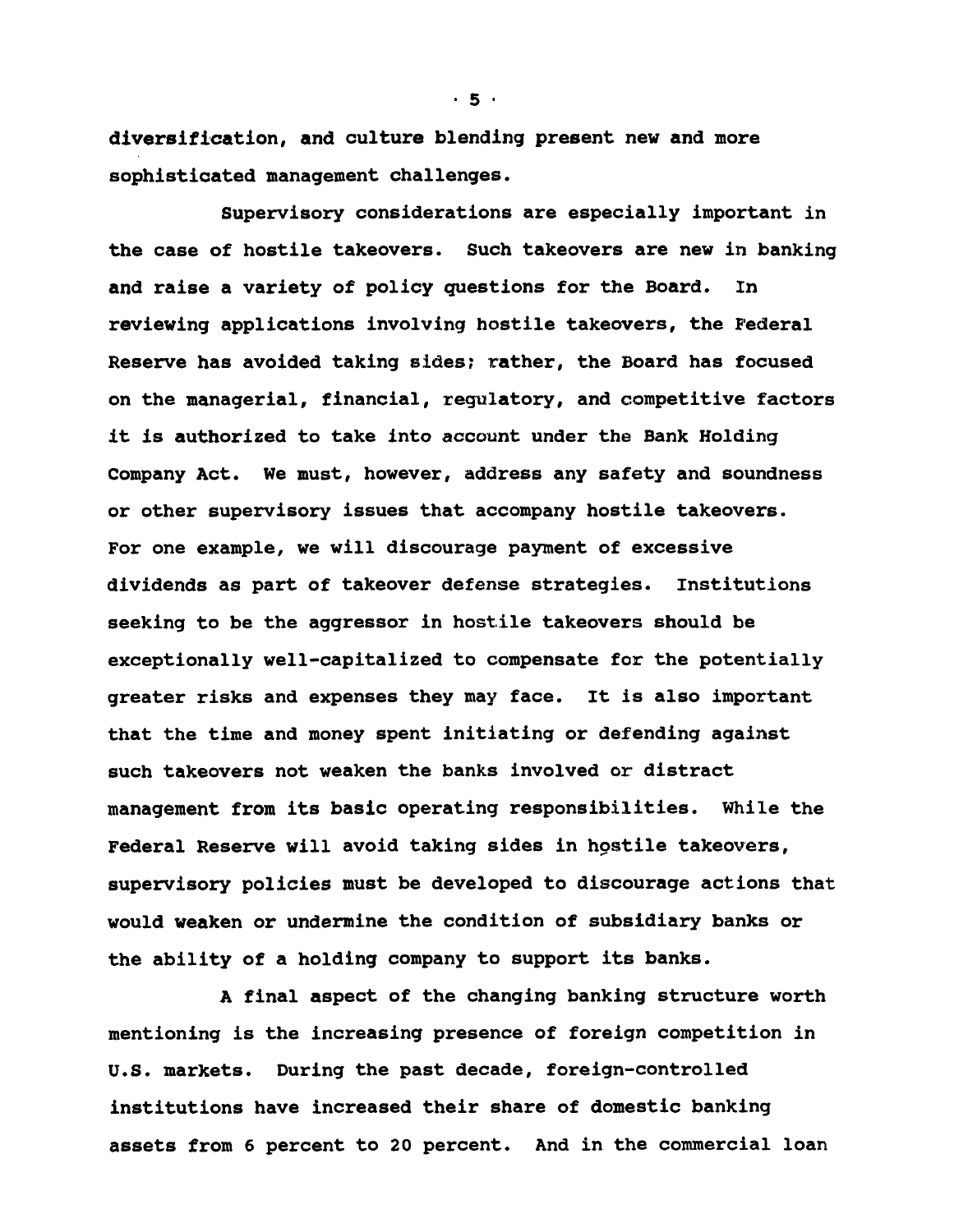diversification, and culture blending present new and more sophisticated management challenges.

Supervisory considerations are especially important in the case of hostile takeovers. Such takeovers are new in banking and raise a variety of policy questions for the Board. In reviewing applications involving hostile takeovers, the Federal Reserve has avoided taking sides; rather, the Board has focused on the managerial, financial, regulatory, and competitive factors it is authorized to take into account under the Bank Holding Company Act. We must, however, address any safety and soundness or other supervisory issues that accompany hostile takeovers. For one example, we will discourage payment of excessive dividends as part of takeover defense strategies. Institutions seeking to be the aggressor in hostile takeovers should be exceptionally well-capitalized to compensate for the potentially greater risks and expenses they may face. It is also important that the time and money spent initiating or defending against such takeovers not weaken the banks involved or distract management from its basic operating responsibilities. While the Federal Reserve will avoid taking sides in hostile takeovers, supervisory policies must be developed to discourage actions that would weaken or undermine the condition of subsidiary banks or the ability of a holding company to support its banks.

A final aspect of the changing banking structure worth mentioning is the increasing presence of foreign competition in U.S. markets. During the past decade, foreign-controlled institutions have increased their share of domestic banking assets from 6 percent to 20 percent. And in the commercial loan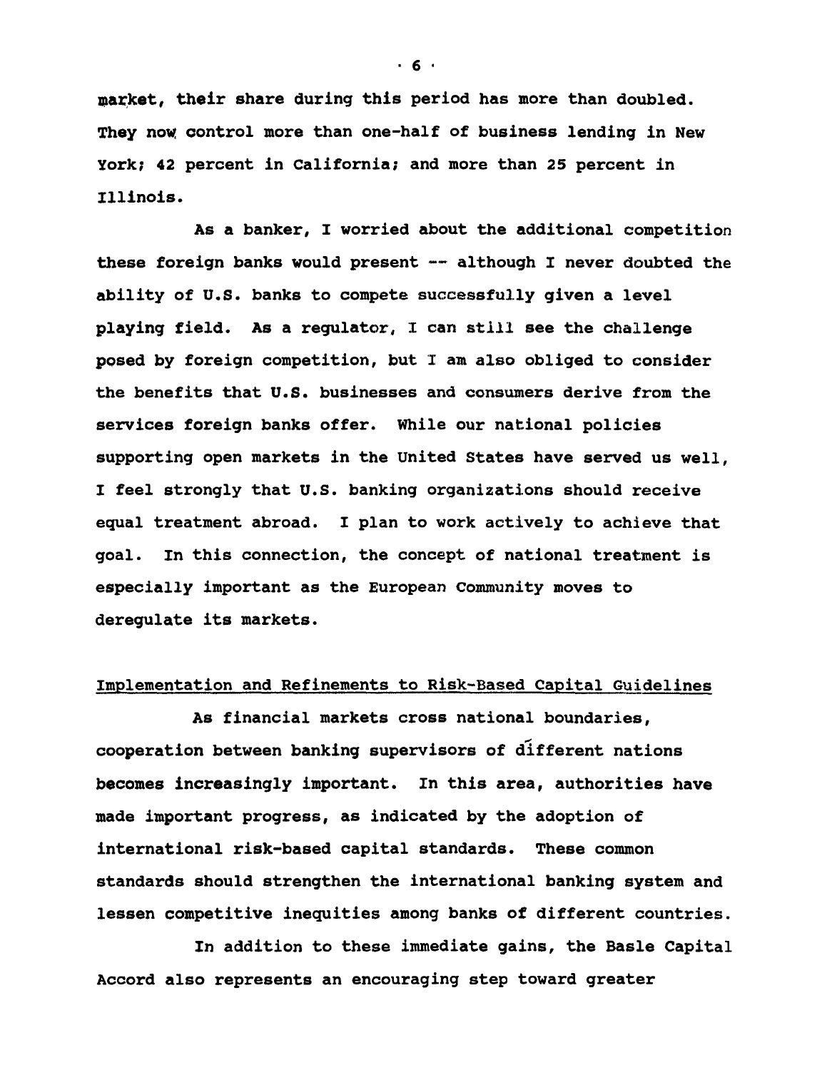market, their share during this period has more than doubled. They now control more than one-half of business lending in New York; 42 percent in California; and more than 25 percent in Illinois.

As a banker, I worried about the additional competition these foreign banks would present -- although I never doubted the ability of U.S. banks to compete successfully given a level playing field. As a regulator, I can still see the challenge posed by foreign competition, but I am also obliged to consider the benefits that U.S. businesses and consumers derive from the services foreign banks offer. While our national policies supporting open markets in the United States have served us well, I feel strongly that U.S. banking organizations should receive equal treatment abroad. I plan to work actively to achieve that goal. In this connection, the concept of national treatment is especially important as the European Community moves to deregulate its markets.

## Implementation and Refinements to Risk-Based Capital Guidelines

As financial markets cross national boundaries, cooperation between banking supervisors of different nations becomes increasingly important. In this area, authorities have made important progress, as indicated by the adoption of international risk-based capital standards. These common standards should strengthen the international banking system and lessen competitive inequities among banks of different countries.

In addition to these immediate gains, the Basle Capital Accord also represents an encouraging step toward greater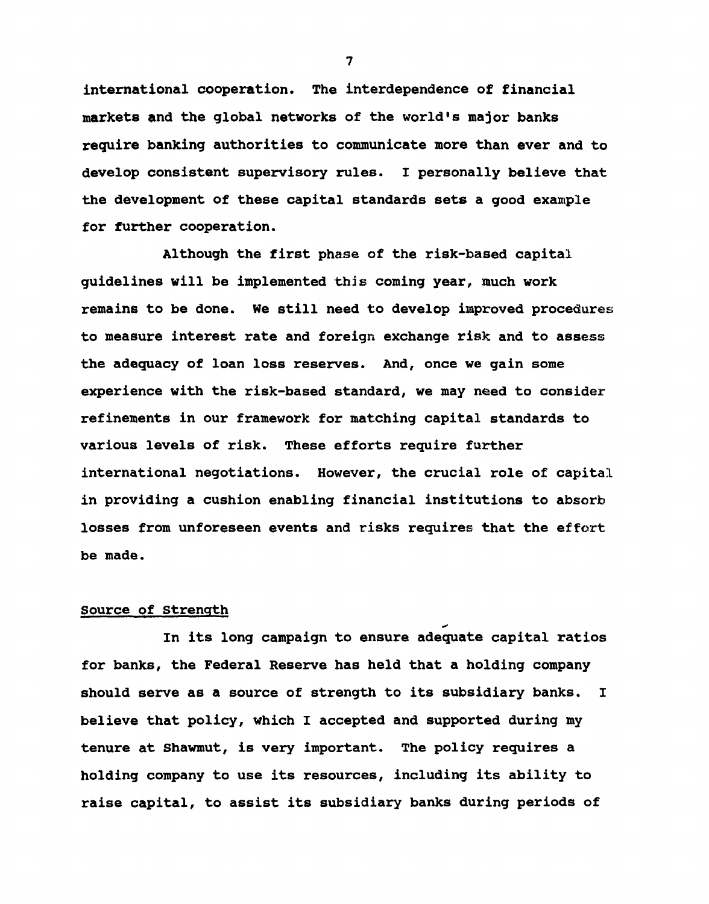international cooperation. The interdependence of financial markets and the global networks of the world's major banks require banking authorities to communicate more than ever and to develop consistent supervisory rules. I personally believe that the development of these capital standards sets a good example for further cooperation.

Although the first phase of the risk-based capital guidelines will be implemented this coming year, much work remains to be done. We still need to develop improved procedures to measure interest rate and foreign exchange risk and to assess the adequacy of loan loss reserves. And, once we gain some experience with the risk-based standard, we may need to consider refinements in our framework for matching capital standards to various levels of risk. These efforts require further international negotiations. However, the crucial role of capital in providing a cushion enabling financial institutions to absorb losses from unforeseen events and risks requires that the effort be made.

## Source of Strength

In its long campaign to ensure adequate capital ratios for banks, the Federal Reserve has held that a holding company should serve as a source of strength to its subsidiary banks. I believe that policy, which I accepted and supported during my tenure at Shawmut, is very important. The policy requires a holding company to use its resources, including its ability to raise capital, to assist its subsidiary banks during periods of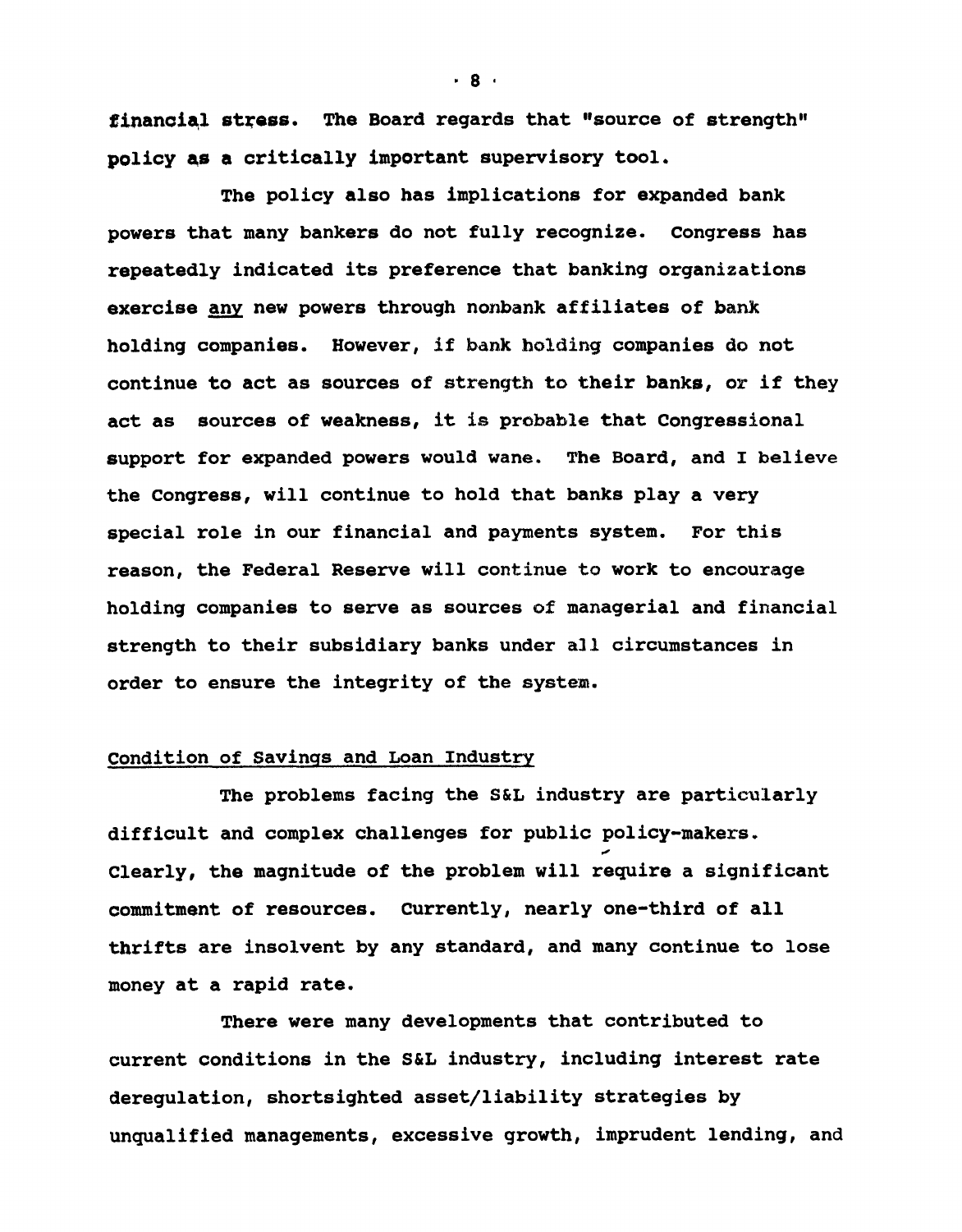financial stress. The Board regards that "source of strength" policy as a critically important supervisory tool.

The policy also has implications for expanded bank powers that many bankers do not fully recognize. Congress has repeatedly indicated its preference that banking organizations exercise any new powers through nonbank affiliates of bank holding companies. However, if bank holding companies do not continue to act as sources of strength to their banks, or if they act as sources of weakness, it is probable that Congressional support for expanded powers would wane. The Board, and I believe the Congress, will continue to hold that banks play a very special role in our financial and payments system. For this reason, the Federal Reserve will continue to work to encourage holding companies to serve as sources of managerial and financial strength to their subsidiary banks under all circumstances in order to ensure the integrity of the system.

## Condition of Savings and Loan Industry

The problems facing the S&L industry are particularly difficult and complex challenges for public policy-makers. Clearly, the magnitude of the problem will require a significant commitment of resources. Currently, nearly one-third of all thrifts are insolvent by any standard, and many continue to lose money at a rapid rate.

There were many developments that contributed to current conditions in the S&L industry, including interest rate deregulation, shortsighted asset/liability strategies by unqualified managements, excessive growth, imprudent lending, and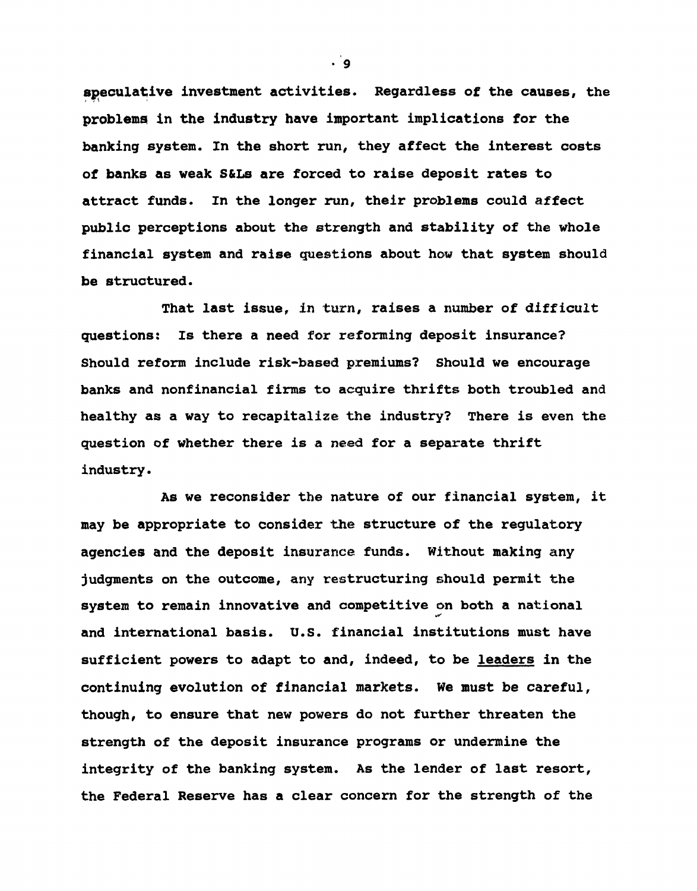speculative investment activities. Regardless of the causes, the problems in the industry have important implications for the banking system. In the short run, they affect the interest costs of banks as weak S&Ls are forced to raise deposit rates to attract funds. In the longer run, their problems could affect public perceptions about the strength and stability of the whole financial system and raise questions about how that system should be structured.

That last issue, in turn, raises a number of difficult questions: Is there a need for reforming deposit insurance? Should reform include risk-based premiums? Should we encourage banks and nonfinancial firms to acquire thrifts both troubled and healthy as a way to recapitalize the industry? There is even the question of whether there is a need for a separate thrift industry.

As we reconsider the nature of our financial system, it may be appropriate to consider the structure of the regulatory agencies and the deposit insurance funds. Without making any judgments on the outcome, any restructuring should permit the system to remain innovative and competitive on both a national and international basis. U.S. financial institutions must have sufficient powers to adapt to and, indeed, to be <u>leaders</u> in the continuing evolution of financial markets. We must be careful, though, to ensure that new powers do not further threaten the strength of the deposit insurance programs or undermine the integrity of the banking system. As the lender of last resort, the Federal Reserve has a clear concern for the strength of the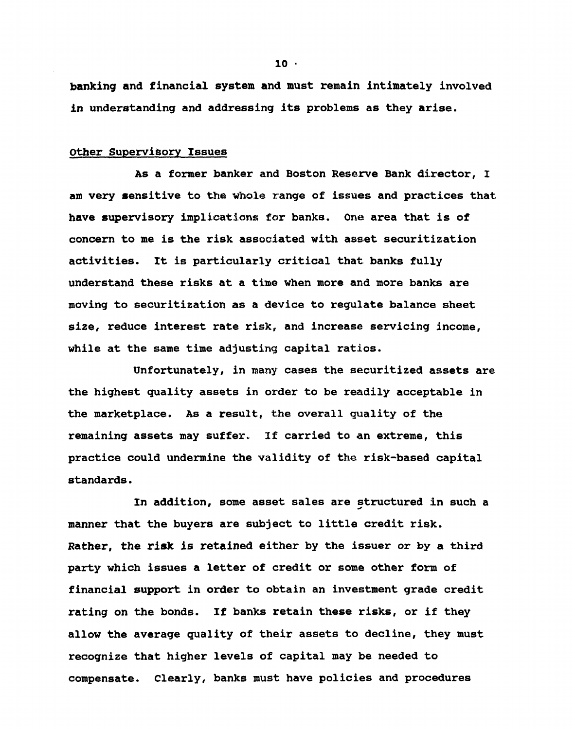banking and financial system and must remain intimately involved in understanding and addressing its problems as they arise.

Other Supervisory Issues

As a former banker and Boston Reserve Bank director, I am very sensitive to the whole range of issues and practices that have supervisory implications for banks. One area that is of concern to me is the risk associated with asset securitization activities. It is particularly critical that banks fully understand these risks at a time when more and more banks are moving to securitization as a device to regulate balance sheet size, reduce interest rate risk, and increase servicing income, while at the same time adjusting capital ratios.

Unfortunately, in many cases the securitized assets are the highest quality assets in order to be readily acceptable in the marketplace. As a result, the overall quality of the remaining assets may suffer. If carried to an extreme, this practice could undermine the validity of the risk-based capital standards.

In addition, some asset sales are structured in such a manner that the buyers are subject to little credit risk. Rather, the risk is retained either by the issuer or by a third party which issues a letter of credit or some other form of financial support in order to obtain an investment grade credit rating on the bonds. If banks retain these risks, or if they allow the average quality of their assets to decline, they must recognize that higher levels of capital may be needed to compensate. Clearly, banks must have policies and procedures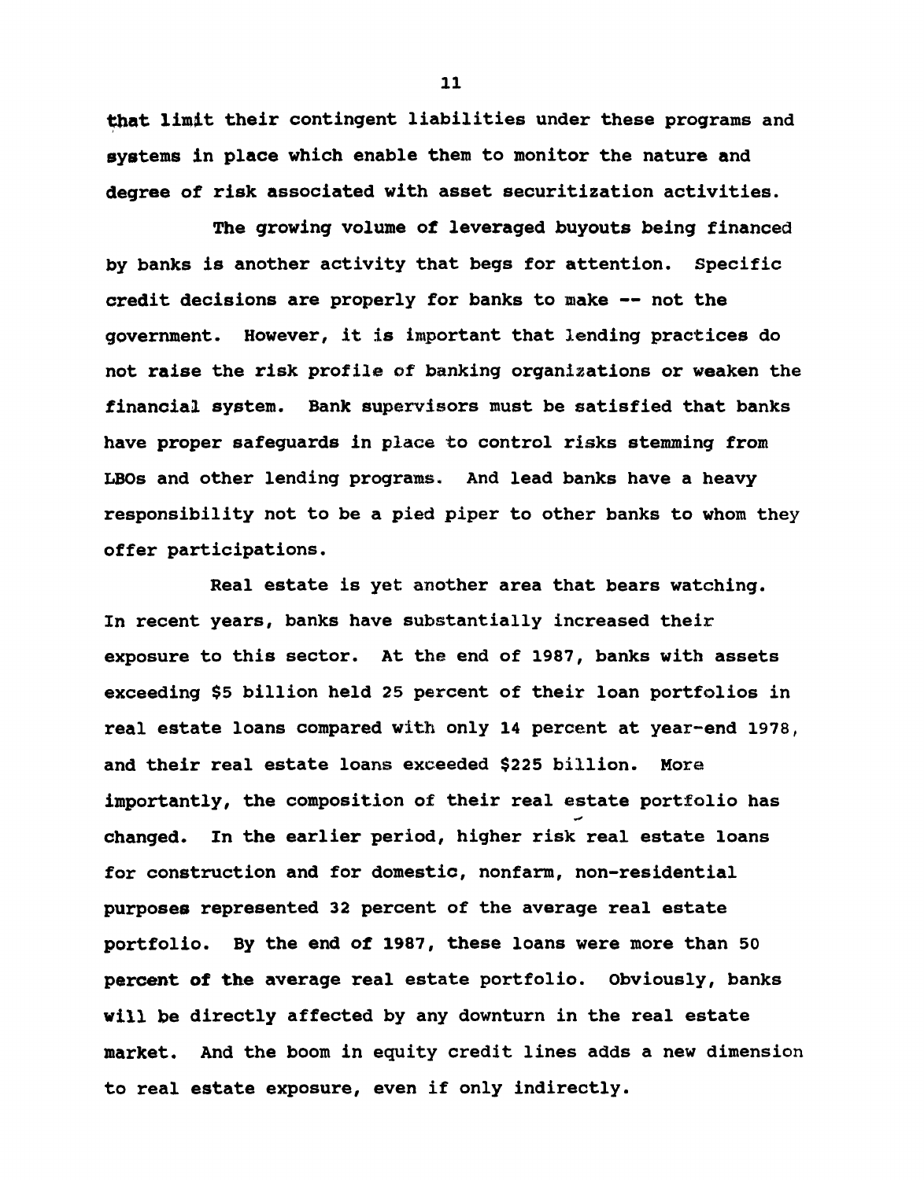that limit their contingent liabilities under these programs and systems in place which enable them to monitor the nature and degree of risk associated with asset securitization activities.

The growing volume of leveraged buyouts being financed by banks is another activity that begs for attention. Specific credit decisions are properly for banks to make -- not the government. However, it is important that lending practices do not raise the risk profile of banking organizations or weaken the financial system. Bank supervisors must be satisfied that banks have proper safeguards in place to control risks stemming from LBOs and other lending programs. And lead banks have a heavy responsibility not to be a pied piper to other banks to whom they offer participations.

Real estate is yet another area that bears watching. In recent years, banks have substantially increased their exposure to this sector. At the end of 1987, banks with assets exceeding $5 billion held 25 percent of their loan portfolios in real estate loans compared with only 14 percent at year-end 1978, and their real estate loans exceeded $225 billion. More importantly, the composition of their real estate portfolio has changed. In the earlier period, higher risk real estate loans for construction and for domestic, nonfarm, non-residential purposes represented 32 percent of the average real estate portfolio. By the end of 1987, these loans were more than 50 percent of the average real estate portfolio. Obviously, banks will be directly affected by any downturn in the real estate market. And the boom in equity credit lines adds a new dimension to real estate exposure, even if only indirectly.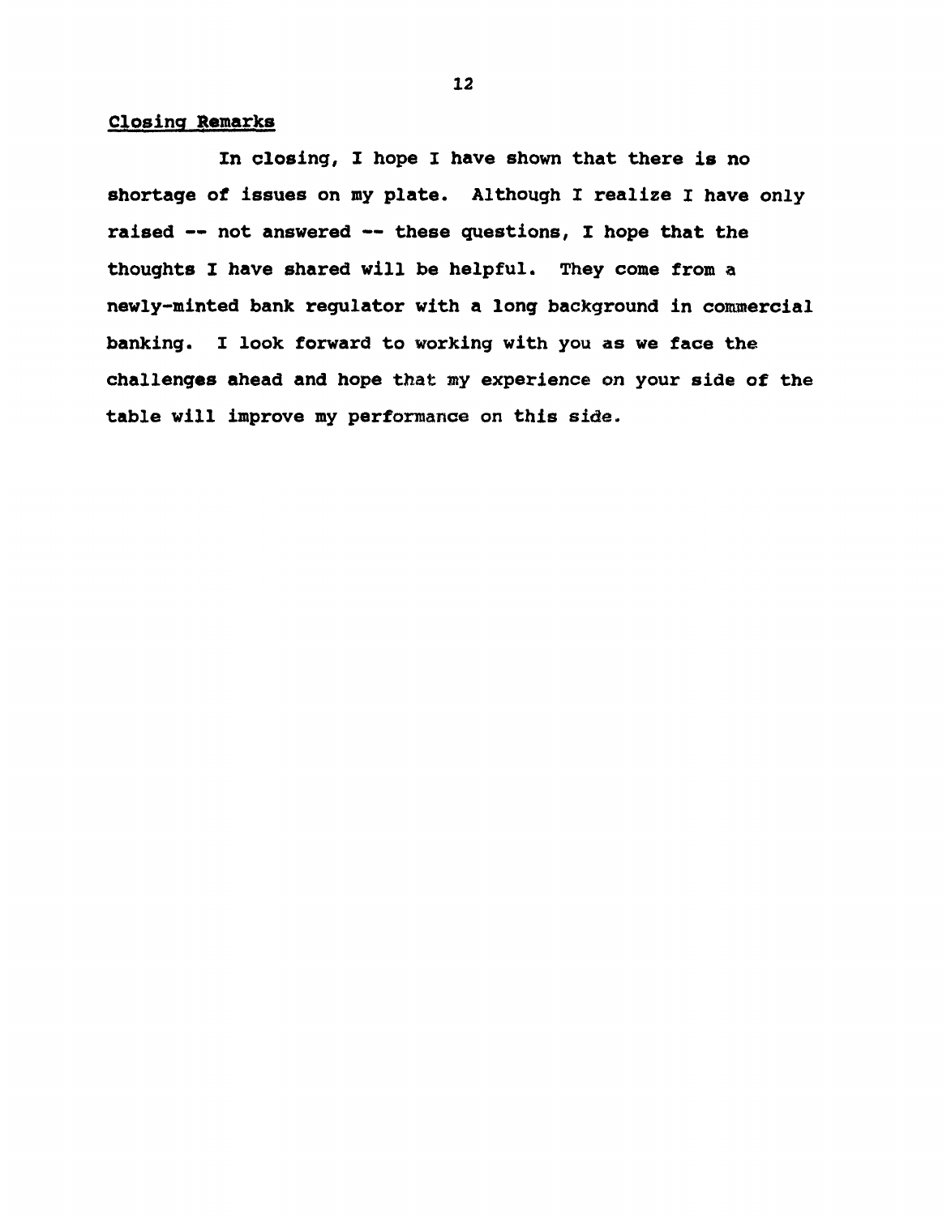## Closing Remarks

In closing, I hope I have shown that there is no shortage of issues on my plate. Although I realize I have only raised -- not answered -- these questions, I hope that the thoughts I have shared will be helpful. They come from a newly-minted bank regulator with a long background in commercial banking. I look forward to working with you as we face the challenges ahead and hope that my experience on your side of the table will improve my performance on this side.